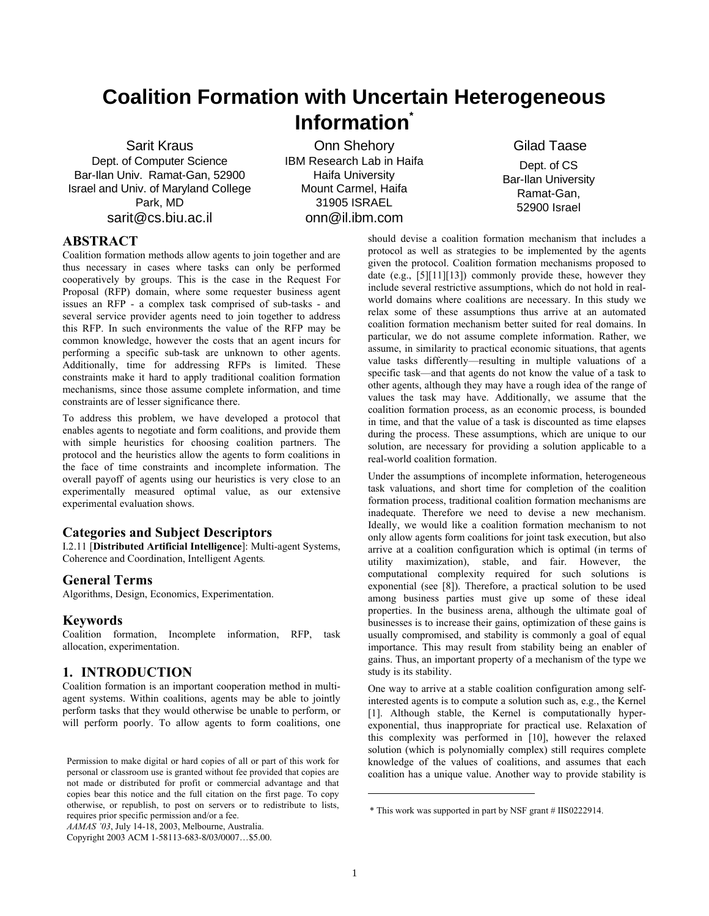# Coalition Formation with Uncertain Heterogeneous Information*

Sarit Kraus
Dept. of Computer Science
Bar-Ilan Univ. Ramat-Gan, 52900
Israel and Univ. of Maryland College Park, MD
sarit@cs.biu.ac.il

Onn Shehory
IBM Research Lab in Haifa
Haifa University
Mount Carmel, Haifa
31905 ISRAEL
onn@il.ibm.com

Gilad Taase
Dept. of CS
Bar-Ilan University
Ramat-Gan,
52900 Israel

## ABSTRACT

Coalition formation methods allow agents to join together and are thus necessary in cases where tasks can only be performed cooperatively by groups. This is the case in the Request For Proposal (RFP) domain, where some requester business agent issues an RFP - a complex task comprised of sub-tasks - and several service provider agents need to join together to address this RFP. In such environments the value of the RFP may be common knowledge, however the costs that an agent incurs for performing a specific sub-task are unknown to other agents. Additionally, time for addressing RFPs is limited. These constraints make it hard to apply traditional coalition formation mechanisms, since those assume complete information, and time constraints are of lesser significance there.

To address this problem, we have developed a protocol that enables agents to negotiate and form coalitions, and provide them with simple heuristics for choosing coalition partners. The protocol and the heuristics allow the agents to form coalitions in the face of time constraints and incomplete information. The overall payoff of agents using our heuristics is very close to an experimentally measured optimal value, as our extensive experimental evaluation shows.

### Categories and Subject Descriptors

I.2.11 [**Distributed Artificial Intelligence**]: Multi-agent Systems, Coherence and Coordination, Intelligent Agents*.*

### General Terms

Algorithms, Design, Economics, Experimentation.

### Keywords

Coalition formation, Incomplete information, RFP, task allocation, experimentation.

## 1. INTRODUCTION

Coalition formation is an important cooperation method in multi-agent systems. Within coalitions, agents may be able to jointly perform tasks that they would otherwise be unable to perform, or will perform poorly. To allow agents to form coalitions, one should devise a coalition formation mechanism that includes a protocol as well as strategies to be implemented by the agents given the protocol. Coalition formation mechanisms proposed to date (e.g., [5][11][13]) commonly provide these, however they include several restrictive assumptions, which do not hold in real-world domains where coalitions are necessary. In this study we relax some of these assumptions thus arrive at an automated coalition formation mechanism better suited for real domains. In particular, we do not assume complete information. Rather, we assume, in similarity to practical economic situations, that agents value tasks differently—resulting in multiple valuations of a specific task—and that agents do not know the value of a task to other agents, although they may have a rough idea of the range of values the task may have. Additionally, we assume that the coalition formation process, as an economic process, is bounded in time, and that the value of a task is discounted as time elapses during the process. These assumptions, which are unique to our solution, are necessary for providing a solution applicable to a real-world coalition formation.

Under the assumptions of incomplete information, heterogeneous task valuations, and short time for completion of the coalition formation process, traditional coalition formation mechanisms are inadequate. Therefore we need to devise a new mechanism. Ideally, we would like a coalition formation mechanism to not only allow agents form coalitions for joint task execution, but also arrive at a coalition configuration which is optimal (in terms of utility maximization), stable, and fair. However, the computational complexity required for such solutions is exponential (see [8]). Therefore, a practical solution to be used among business parties must give up some of these ideal properties. In the business arena, although the ultimate goal of businesses is to increase their gains, optimization of these gains is usually compromised, and stability is commonly a goal of equal importance. This may result from stability being an enabler of gains. Thus, an important property of a mechanism of the type we study is its stability.

One way to arrive at a stable coalition configuration among self-interested agents is to compute a solution such as, e.g., the Kernel [1]. Although stable, the Kernel is computationally hyper-exponential, thus inappropriate for practical use. Relaxation of this complexity was performed in [10], however the relaxed solution (which is polynomially complex) still requires complete knowledge of the values of coalitions, and assumes that each coalition has a unique value. Another way to provide stability is

Permission to make digital or hard copies of all or part of this work for personal or classroom use is granted without fee provided that copies are not made or distributed for profit or commercial advantage and that copies bear this notice and the full citation on the first page. To copy otherwise, or republish, to post on servers or to redistribute to lists, requires prior specific permission and/or a fee.
*AAMAS '03*, July 14-18, 2003, Melbourne, Australia.
Copyright 2003 ACM 1-58113-683-8/03/0007…$5.00.

* This work was supported in part by NSF grant # IIS0222914.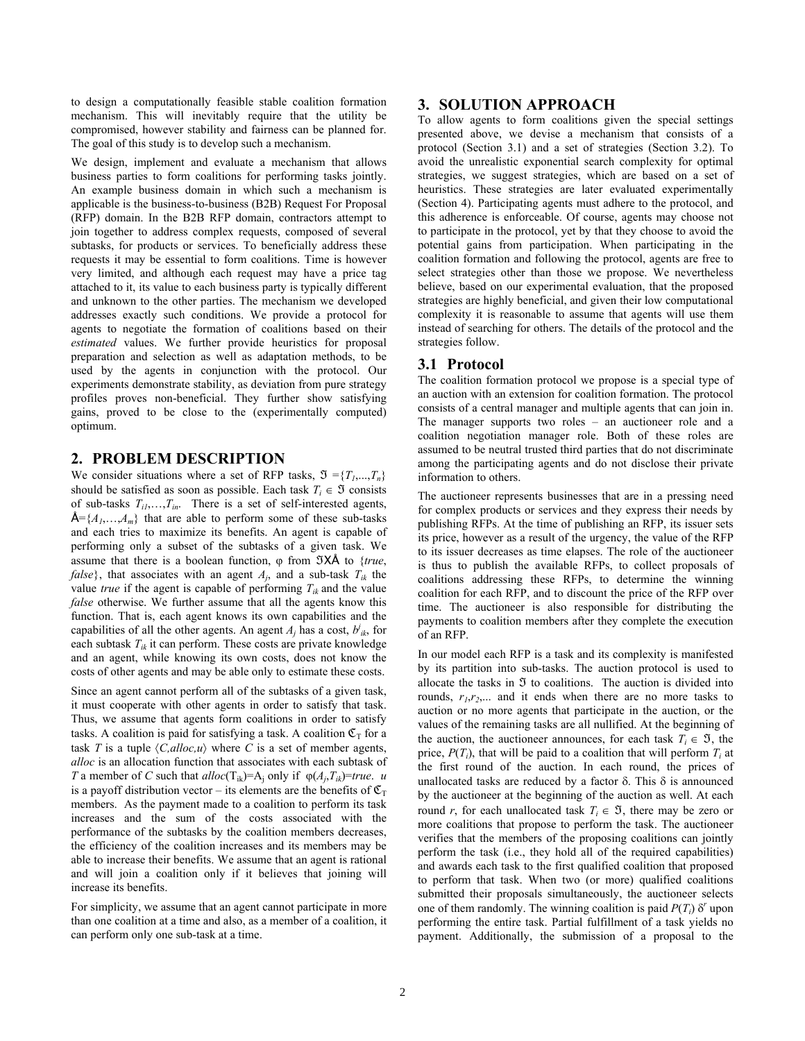to design a computationally feasible stable coalition formation mechanism. This will inevitably require that the utility be compromised, however stability and fairness can be planned for. The goal of this study is to develop such a mechanism.

We design, implement and evaluate a mechanism that allows business parties to form coalitions for performing tasks jointly. An example business domain in which such a mechanism is applicable is the business-to-business (B2B) Request For Proposal (RFP) domain. In the B2B RFP domain, contractors attempt to join together to address complex requests, composed of several subtasks, for products or services. To beneficially address these requests it may be essential to form coalitions. Time is however very limited, and although each request may have a price tag attached to it, its value to each business party is typically different and unknown to the other parties. The mechanism we developed addresses exactly such conditions. We provide a protocol for agents to negotiate the formation of coalitions based on their *estimated* values. We further provide heuristics for proposal preparation and selection as well as adaptation methods, to be used by the agents in conjunction with the protocol. Our experiments demonstrate stability, as deviation from pure strategy profiles proves non-beneficial. They further show satisfying gains, proved to be close to the (experimentally computed) optimum.

## 2. PROBLEM DESCRIPTION

We consider situations where a set of RFP tasks, $\mathfrak{I} = \{T_1,...,T_n\}$ should be satisfied as soon as possible. Each task $T_i \in \mathfrak{I}$ consists of sub-tasks $T_{i1},\ldots,T_{in}$. There is a set of self-interested agents, $\AA=\{A_1,\ldots,A_m\}$ that are able to perform some of these sub-tasks and each tries to maximize its benefits. An agent is capable of performing only a subset of the subtasks of a given task. We assume that there is a boolean function, $\varphi$ from $\mathfrak{I} \times \AA$ to $\{true, false\}$, that associates with an agent $A_j$, and a sub-task $T_{ik}$ the value *true* if the agent is capable of performing $T_{ik}$ and the value *false* otherwise. We further assume that all the agents know this function. That is, each agent knows its own capabilities and the capabilities of all the other agents. An agent $A_j$ has a cost, $b^j_{ik}$, for each subtask $T_{ik}$ it can perform. These costs are private knowledge and an agent, while knowing its own costs, does not know the costs of other agents and may be able only to estimate these costs.

Since an agent cannot perform all of the subtasks of a given task, it must cooperate with other agents in order to satisfy that task. Thus, we assume that agents form coalitions in order to satisfy tasks. A coalition is paid for satisfying a task. A coalition $\mathfrak{C}_T$ for a task $T$ is a tuple $\langle C, alloc, u\rangle$ where $C$ is a set of member agents, *alloc* is an allocation function that associates with each subtask of $T$ a member of $C$ such that $alloc(T_{ik})=A_j$ only if $\varphi(A_j,T_{ik})=true$. $u$ is a payoff distribution vector – its elements are the benefits of $\mathfrak{C}_T$ members. As the payment made to a coalition to perform its task increases and the sum of the costs associated with the performance of the subtasks by the coalition members decreases, the efficiency of the coalition increases and its members may be able to increase their benefits. We assume that an agent is rational and will join a coalition only if it believes that joining will increase its benefits.

For simplicity, we assume that an agent cannot participate in more than one coalition at a time and also, as a member of a coalition, it can perform only one sub-task at a time.

## 3. SOLUTION APPROACH

To allow agents to form coalitions given the special settings presented above, we devise a mechanism that consists of a protocol (Section 3.1) and a set of strategies (Section 3.2). To avoid the unrealistic exponential search complexity for optimal strategies, we suggest strategies, which are based on a set of heuristics. These strategies are later evaluated experimentally (Section 4). Participating agents must adhere to the protocol, and this adherence is enforceable. Of course, agents may choose not to participate in the protocol, yet by that they choose to avoid the potential gains from participation. When participating in the coalition formation and following the protocol, agents are free to select strategies other than those we propose. We nevertheless believe, based on our experimental evaluation, that the proposed strategies are highly beneficial, and given their low computational complexity it is reasonable to assume that agents will use them instead of searching for others. The details of the protocol and the strategies follow.

### 3.1 Protocol

The coalition formation protocol we propose is a special type of an auction with an extension for coalition formation. The protocol consists of a central manager and multiple agents that can join in. The manager supports two roles – an auctioneer role and a coalition negotiation manager role. Both of these roles are assumed to be neutral trusted third parties that do not discriminate among the participating agents and do not disclose their private information to others.

The auctioneer represents businesses that are in a pressing need for complex products or services and they express their needs by publishing RFPs. At the time of publishing an RFP, its issuer sets its price, however as a result of the urgency, the value of the RFP to its issuer decreases as time elapses. The role of the auctioneer is thus to publish the available RFPs, to collect proposals of coalitions addressing these RFPs, to determine the winning coalition for each RFP, and to discount the price of the RFP over time. The auctioneer is also responsible for distributing the payments to coalition members after they complete the execution of an RFP.

In our model each RFP is a task and its complexity is manifested by its partition into sub-tasks. The auction protocol is used to allocate the tasks in $\mathfrak{I}$ to coalitions. The auction is divided into rounds, $r_1,r_2,\ldots$ and it ends when there are no more tasks to auction or no more agents that participate in the auction, or the values of the remaining tasks are all nullified. At the beginning of the auction, the auctioneer announces, for each task $T_i \in \mathfrak{I}$, the price, $P(T_i)$, that will be paid to a coalition that will perform $T_i$ at the first round of the auction. In each round, the prices of unallocated tasks are reduced by a factor $\delta$. This $\delta$ is announced by the auctioneer at the beginning of the auction as well. At each round $r$, for each unallocated task $T_i \in \mathfrak{I}$, there may be zero or more coalitions that propose to perform the task. The auctioneer verifies that the members of the proposing coalitions can jointly perform the task (i.e., they hold all of the required capabilities) and awards each task to the first qualified coalition that proposed to perform that task. When two (or more) qualified coalitions submitted their proposals simultaneously, the auctioneer selects one of them randomly. The winning coalition is paid $P(T_i)\,\delta^r$ upon performing the entire task. Partial fulfillment of a task yields no payment. Additionally, the submission of a proposal to the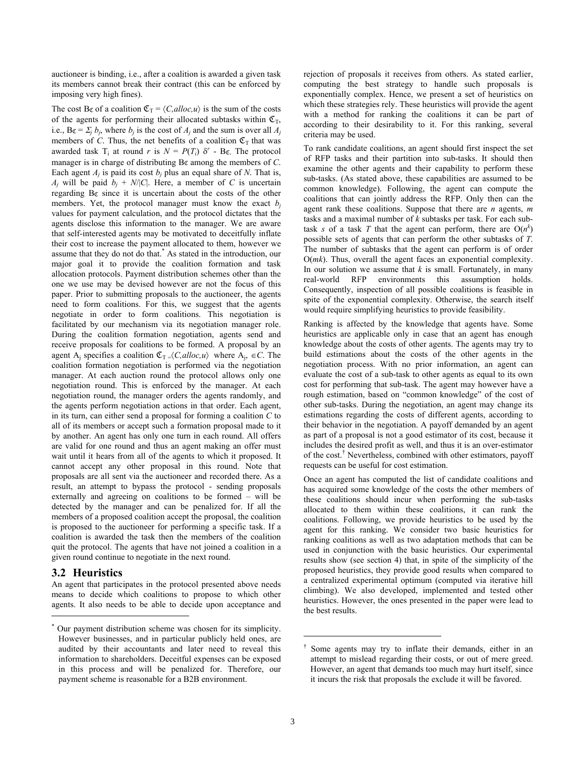auctioneer is binding, i.e., after a coalition is awarded a given task its members cannot break their contract (this can be enforced by imposing very high fines).

The cost $B_{\mathfrak{C}}$ of a coalition $\mathfrak{C}_T = \langle C, alloc, u \rangle$ is the sum of the costs of the agents for performing their allocated subtasks within $\mathfrak{C}_T$, i.e., $B_{\mathfrak{C}} = \Sigma_j\, b_j$, where $b_j$ is the cost of $A_j$ and the sum is over all $A_j$ members of $C$. Thus, the net benefits of a coalition $\mathfrak{C}_T$ that was awarded task $T_i$ at round $r$ is $N = P(T_i)\ \delta^r$ - $B_{\mathfrak{C}}$. The protocol manager is in charge of distributing $B_{\mathfrak{C}}$ among the members of $C$. Each agent $A_j$ is paid its cost $b_j$ plus an equal share of $N$. That is, $A_j$ will be paid $b_j + N/|C|$. Here, a member of $C$ is uncertain regarding $B_{\mathfrak{C}}$ since it is uncertain about the costs of the other members. Yet, the protocol manager must know the exact $b_j$ values for payment calculation, and the protocol dictates that the agents disclose this information to the manager. We are aware that self-interested agents may be motivated to deceitfully inflate their cost to increase the payment allocated to them, however we assume that they do not do that.* As stated in the introduction, our major goal it to provide the coalition formation and task allocation protocols. Payment distribution schemes other than the one we use may be devised however are not the focus of this paper. Prior to submitting proposals to the auctioneer, the agents need to form coalitions. For this, we suggest that the agents negotiate in order to form coalitions. This negotiation is facilitated by our mechanism via its negotiation manager role. During the coalition formation negotiation, agents send and receive proposals for coalitions to be formed. A proposal by an agent $A_j$ specifies a coalition $\mathfrak{C}_T = \langle C, alloc, u \rangle$ where $A_j, \in C$. The coalition formation negotiation is performed via the negotiation manager. At each auction round the protocol allows only one negotiation round. This is enforced by the manager. At each negotiation round, the manager orders the agents randomly, and the agents perform negotiation actions in that order. Each agent, in its turn, can either send a proposal for forming a coalition $C$ to all of its members or accept such a formation proposal made to it by another. An agent has only one turn in each round. All offers are valid for one round and thus an agent making an offer must wait until it hears from all of the agents to which it proposed. It cannot accept any other proposal in this round. Note that proposals are all sent via the auctioneer and recorded there. As a result, an attempt to bypass the protocol - sending proposals externally and agreeing on coalitions to be formed – will be detected by the manager and can be penalized for. If all the members of a proposed coalition accept the proposal, the coalition is proposed to the auctioneer for performing a specific task. If a coalition is awarded the task then the members of the coalition quit the protocol. The agents that have not joined a coalition in a given round continue to negotiate in the next round.

## 3.2 Heuristics

An agent that participates in the protocol presented above needs means to decide which coalitions to propose to which other agents. It also needs to be able to decide upon acceptance and rejection of proposals it receives from others. As stated earlier, computing the best strategy to handle such proposals is exponentially complex. Hence, we present a set of heuristics on which these strategies rely. These heuristics will provide the agent with a method for ranking the coalitions it can be part of according to their desirability to it. For this ranking, several criteria may be used.

To rank candidate coalitions, an agent should first inspect the set of RFP tasks and their partition into sub-tasks. It should then examine the other agents and their capability to perform these sub-tasks. (As stated above, these capabilities are assumed to be common knowledge). Following, the agent can compute the coalitions that can jointly address the RFP. Only then can the agent rank these coalitions. Suppose that there are $n$ agents, $m$ tasks and a maximal number of $k$ subtasks per task. For each sub-task $s$ of a task $T$ that the agent can perform, there are $O(n^k)$ possible sets of agents that can perform the other subtasks of $T$. The number of subtasks that the agent can perform is of order $O(mk)$. Thus, overall the agent faces an exponential complexity. In our solution we assume that $k$ is small. Fortunately, in many real-world RFP environments this assumption holds. Consequently, inspection of all possible coalitions is feasible in spite of the exponential complexity. Otherwise, the search itself would require simplifying heuristics to provide feasibility.

Ranking is affected by the knowledge that agents have. Some heuristics are applicable only in case that an agent has enough knowledge about the costs of other agents. The agents may try to build estimations about the costs of the other agents in the negotiation process. With no prior information, an agent can evaluate the cost of a sub-task to other agents as equal to its own cost for performing that sub-task. The agent may however have a rough estimation, based on "common knowledge" of the cost of other sub-tasks. During the negotiation, an agent may change its estimations regarding the costs of different agents, according to their behavior in the negotiation. A payoff demanded by an agent as part of a proposal is not a good estimator of its cost, because it includes the desired profit as well, and thus it is an over-estimator of the cost.† Nevertheless, combined with other estimators, payoff requests can be useful for cost estimation.

Once an agent has computed the list of candidate coalitions and has acquired some knowledge of the costs the other members of these coalitions should incur when performing the sub-tasks allocated to them within these coalitions, it can rank the coalitions. Following, we provide heuristics to be used by the agent for this ranking. We consider two basic heuristics for ranking coalitions as well as two adaptation methods that can be used in conjunction with the basic heuristics. Our experimental results show (see section 4) that, in spite of the simplicity of the proposed heuristics, they provide good results when compared to a centralized experimental optimum (computed via iterative hill climbing). We also developed, implemented and tested other heuristics. However, the ones presented in the paper were lead to the best results.

* Our payment distribution scheme was chosen for its simplicity. However businesses, and in particular publicly held ones, are audited by their accountants and later need to reveal this information to shareholders. Deceitful expenses can be exposed in this process and will be penalized for. Therefore, our payment scheme is reasonable for a B2B environment.

† Some agents may try to inflate their demands, either in an attempt to mislead regarding their costs, or out of mere greed. However, an agent that demands too much may hurt itself, since it incurs the risk that proposals the exclude it will be favored.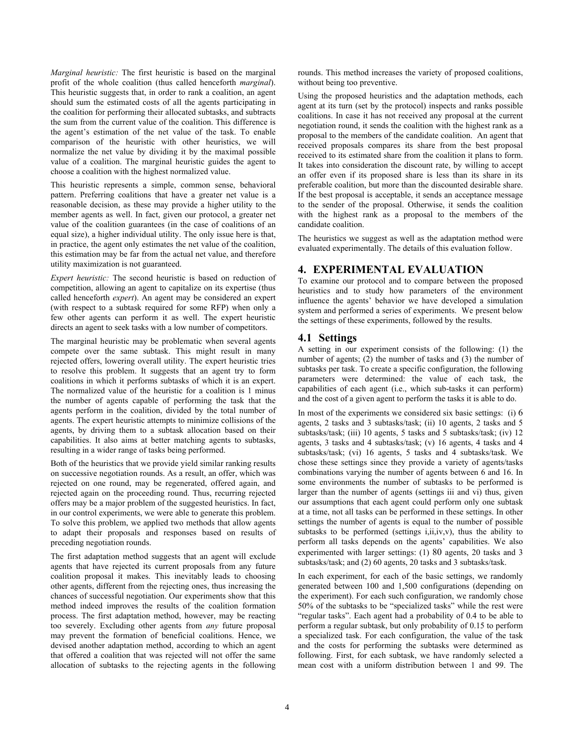*Marginal heuristic:* The first heuristic is based on the marginal profit of the whole coalition (thus called henceforth *marginal*). This heuristic suggests that, in order to rank a coalition, an agent should sum the estimated costs of all the agents participating in the coalition for performing their allocated subtasks, and subtracts the sum from the current value of the coalition. This difference is the agent's estimation of the net value of the task. To enable comparison of the heuristic with other heuristics, we will normalize the net value by dividing it by the maximal possible value of a coalition. The marginal heuristic guides the agent to choose a coalition with the highest normalized value.

This heuristic represents a simple, common sense, behavioral pattern. Preferring coalitions that have a greater net value is a reasonable decision, as these may provide a higher utility to the member agents as well. In fact, given our protocol, a greater net value of the coalition guarantees (in the case of coalitions of an equal size), a higher individual utility. The only issue here is that, in practice, the agent only estimates the net value of the coalition, this estimation may be far from the actual net value, and therefore utility maximization is not guaranteed.

*Expert heuristic:* The second heuristic is based on reduction of competition, allowing an agent to capitalize on its expertise (thus called henceforth *expert*). An agent may be considered an expert (with respect to a subtask required for some RFP) when only a few other agents can perform it as well. The expert heuristic directs an agent to seek tasks with a low number of competitors.

The marginal heuristic may be problematic when several agents compete over the same subtask. This might result in many rejected offers, lowering overall utility. The expert heuristic tries to resolve this problem. It suggests that an agent try to form coalitions in which it performs subtasks of which it is an expert. The normalized value of the heuristic for a coalition is 1 minus the number of agents capable of performing the task that the agents perform in the coalition, divided by the total number of agents. The expert heuristic attempts to minimize collisions of the agents, by driving them to a subtask allocation based on their capabilities. It also aims at better matching agents to subtasks, resulting in a wider range of tasks being performed.

Both of the heuristics that we provide yield similar ranking results on successive negotiation rounds. As a result, an offer, which was rejected on one round, may be regenerated, offered again, and rejected again on the proceeding round. Thus, recurring rejected offers may be a major problem of the suggested heuristics. In fact, in our control experiments, we were able to generate this problem. To solve this problem, we applied two methods that allow agents to adapt their proposals and responses based on results of preceding negotiation rounds.

The first adaptation method suggests that an agent will exclude agents that have rejected its current proposals from any future coalition proposal it makes. This inevitably leads to choosing other agents, different from the rejecting ones, thus increasing the chances of successful negotiation. Our experiments show that this method indeed improves the results of the coalition formation process. The first adaptation method, however, may be reacting too severely. Excluding other agents from *any* future proposal may prevent the formation of beneficial coalitions. Hence, we devised another adaptation method, according to which an agent that offered a coalition that was rejected will not offer the same allocation of subtasks to the rejecting agents in the following rounds. This method increases the variety of proposed coalitions, without being too preventive.

Using the proposed heuristics and the adaptation methods, each agent at its turn (set by the protocol) inspects and ranks possible coalitions. In case it has not received any proposal at the current negotiation round, it sends the coalition with the highest rank as a proposal to the members of the candidate coalition. An agent that received proposals compares its share from the best proposal received to its estimated share from the coalition it plans to form. It takes into consideration the discount rate, by willing to accept an offer even if its proposed share is less than its share in its preferable coalition, but more than the discounted desirable share. If the best proposal is acceptable, it sends an acceptance message to the sender of the proposal. Otherwise, it sends the coalition with the highest rank as a proposal to the members of the candidate coalition.

The heuristics we suggest as well as the adaptation method were evaluated experimentally. The details of this evaluation follow.

## 4. EXPERIMENTAL EVALUATION

To examine our protocol and to compare between the proposed heuristics and to study how parameters of the environment influence the agents' behavior we have developed a simulation system and performed a series of experiments. We present below the settings of these experiments, followed by the results.

### 4.1 Settings

A setting in our experiment consists of the following: (1) the number of agents; (2) the number of tasks and (3) the number of subtasks per task. To create a specific configuration, the following parameters were determined: the value of each task, the capabilities of each agent (i.e., which sub-tasks it can perform) and the cost of a given agent to perform the tasks it is able to do.

In most of the experiments we considered six basic settings: (i) 6 agents, 2 tasks and 3 subtasks/task; (ii) 10 agents, 2 tasks and 5 subtasks/task; (iii) 10 agents, 5 tasks and 5 subtasks/task; (iv) 12 agents, 3 tasks and 4 subtasks/task; (v) 16 agents, 4 tasks and 4 subtasks/task; (vi) 16 agents, 5 tasks and 4 subtasks/task. We chose these settings since they provide a variety of agents/tasks combinations varying the number of agents between 6 and 16. In some environments the number of subtasks to be performed is larger than the number of agents (settings iii and vi) thus, given our assumptions that each agent could perform only one subtask at a time, not all tasks can be performed in these settings. In other settings the number of agents is equal to the number of possible subtasks to be performed (settings i,ii,iv,v), thus the ability to perform all tasks depends on the agents' capabilities. We also experimented with larger settings: (1) 80 agents, 20 tasks and 3 subtasks/task; and (2) 60 agents, 20 tasks and 3 subtasks/task.

In each experiment, for each of the basic settings, we randomly generated between 100 and 1,500 configurations (depending on the experiment). For each such configuration, we randomly chose 50% of the subtasks to be "specialized tasks" while the rest were "regular tasks". Each agent had a probability of 0.4 to be able to perform a regular subtask, but only probability of 0.15 to perform a specialized task. For each configuration, the value of the task and the costs for performing the subtasks were determined as following. First, for each subtask, we have randomly selected a mean cost with a uniform distribution between 1 and 99. The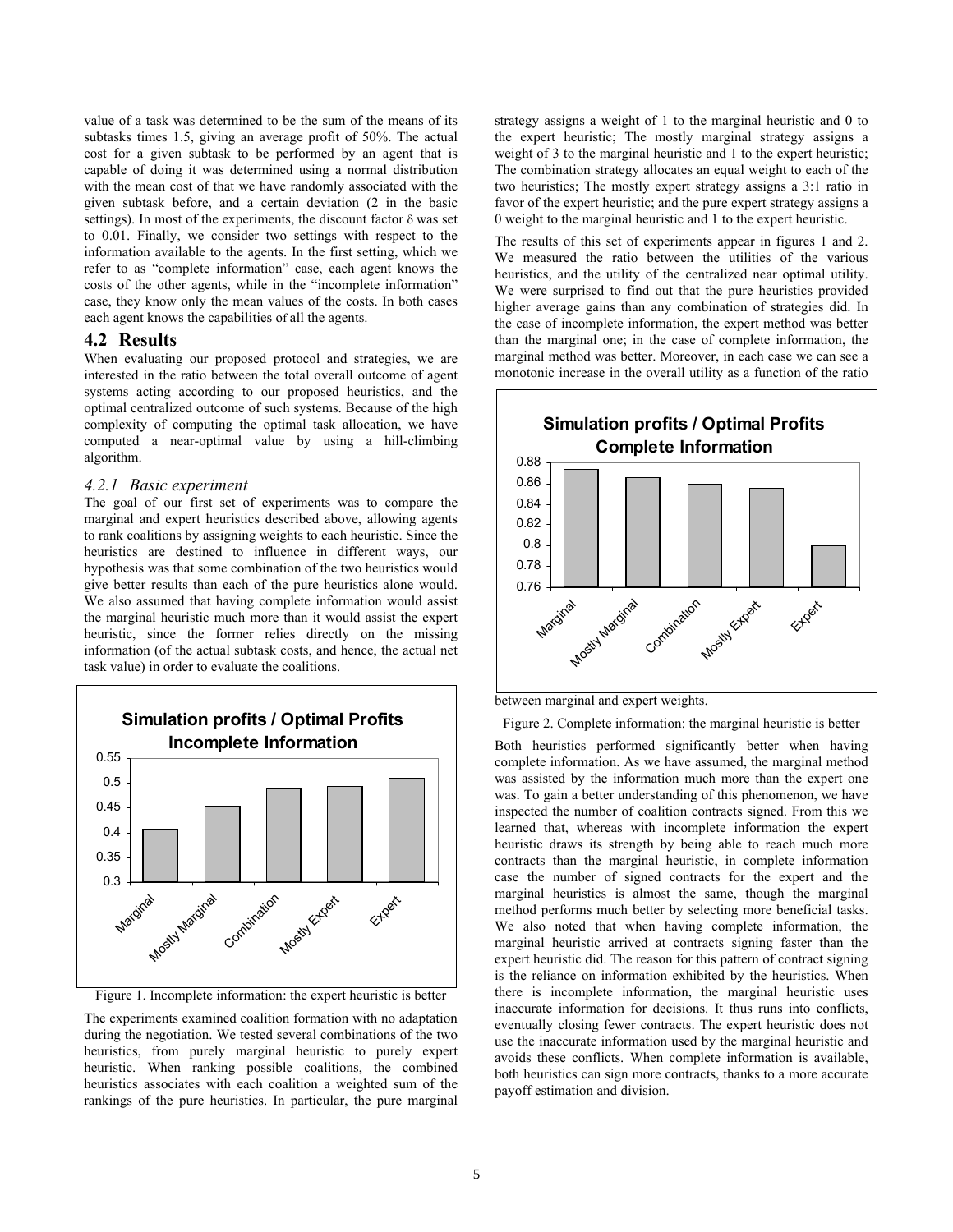value of a task was determined to be the sum of the means of its subtasks times 1.5, giving an average profit of 50%. The actual cost for a given subtask to be performed by an agent that is capable of doing it was determined using a normal distribution with the mean cost of that we have randomly associated with the given subtask before, and a certain deviation (2 in the basic settings). In most of the experiments, the discount factor $\delta$ was set to 0.01. Finally, we consider two settings with respect to the information available to the agents. In the first setting, which we refer to as "complete information" case, each agent knows the costs of the other agents, while in the "incomplete information" case, they know only the mean values of the costs. In both cases each agent knows the capabilities of all the agents.

## 4.2 Results

When evaluating our proposed protocol and strategies, we are interested in the ratio between the total overall outcome of agent systems acting according to our proposed heuristics, and the optimal centralized outcome of such systems. Because of the high complexity of computing the optimal task allocation, we have computed a near-optimal value by using a hill-climbing algorithm.

### *4.2.1 Basic experiment*

The goal of our first set of experiments was to compare the marginal and expert heuristics described above, allowing agents to rank coalitions by assigning weights to each heuristic. Since the heuristics are destined to influence in different ways, our hypothesis was that some combination of the two heuristics would give better results than each of the pure heuristics alone would. We also assumed that having complete information would assist the marginal heuristic much more than it would assist the expert heuristic, since the former relies directly on the missing information (of the actual subtask costs, and hence, the actual net task value) in order to evaluate the coalitions.

**Simulation profits / Optimal Profits — Incomplete Information**

| Strategy | Ratio (approx.) |
|---|---|
| Marginal | 0.41 |
| Mostly Marginal | 0.45 |
| Combination | 0.49 |
| Mostly Expert | 0.49 |
| Expert | 0.51 |

Figure 1. Incomplete information: the expert heuristic is better

The experiments examined coalition formation with no adaptation during the negotiation. We tested several combinations of the two heuristics, from purely marginal heuristic to purely expert heuristic. When ranking possible coalitions, the combined heuristics associates with each coalition a weighted sum of the rankings of the pure heuristics. In particular, the pure marginal strategy assigns a weight of 1 to the marginal heuristic and 0 to the expert heuristic; The mostly marginal strategy assigns a weight of 3 to the marginal heuristic and 1 to the expert heuristic; The combination strategy allocates an equal weight to each of the two heuristics; The mostly expert strategy assigns a 3:1 ratio in favor of the expert heuristic; and the pure expert strategy assigns a 0 weight to the marginal heuristic and 1 to the expert heuristic.

The results of this set of experiments appear in figures 1 and 2. We measured the ratio between the utilities of the various heuristics, and the utility of the centralized near optimal utility. We were surprised to find out that the pure heuristics provided higher average gains than any combination of strategies did. In the case of incomplete information, the expert method was better than the marginal one; in the case of complete information, the marginal method was better. Moreover, in each case we can see a monotonic increase in the overall utility as a function of the ratio between marginal and expert weights.

**Simulation profits / Optimal Profits — Complete Information**

| Strategy | Ratio (approx.) |
|---|---|
| Marginal | 0.873 |
| Mostly Marginal | 0.866 |
| Combination | 0.859 |
| Mostly Expert | 0.856 |
| Expert | 0.800 |

Figure 2. Complete information: the marginal heuristic is better

Both heuristics performed significantly better when having complete information. As we have assumed, the marginal method was assisted by the information much more than the expert one was. To gain a better understanding of this phenomenon, we have inspected the number of coalition contracts signed. From this we learned that, whereas with incomplete information the expert heuristic draws its strength by being able to reach much more contracts than the marginal heuristic, in complete information case the number of signed contracts for the expert and the marginal heuristics is almost the same, though the marginal method performs much better by selecting more beneficial tasks. We also noted that when having complete information, the marginal heuristic arrived at contracts signing faster than the expert heuristic did. The reason for this pattern of contract signing is the reliance on information exhibited by the heuristics. When there is incomplete information, the marginal heuristic uses inaccurate information for decisions. It thus runs into conflicts, eventually closing fewer contracts. The expert heuristic does not use the inaccurate information used by the marginal heuristic and avoids these conflicts. When complete information is available, both heuristics can sign more contracts, thanks to a more accurate payoff estimation and division.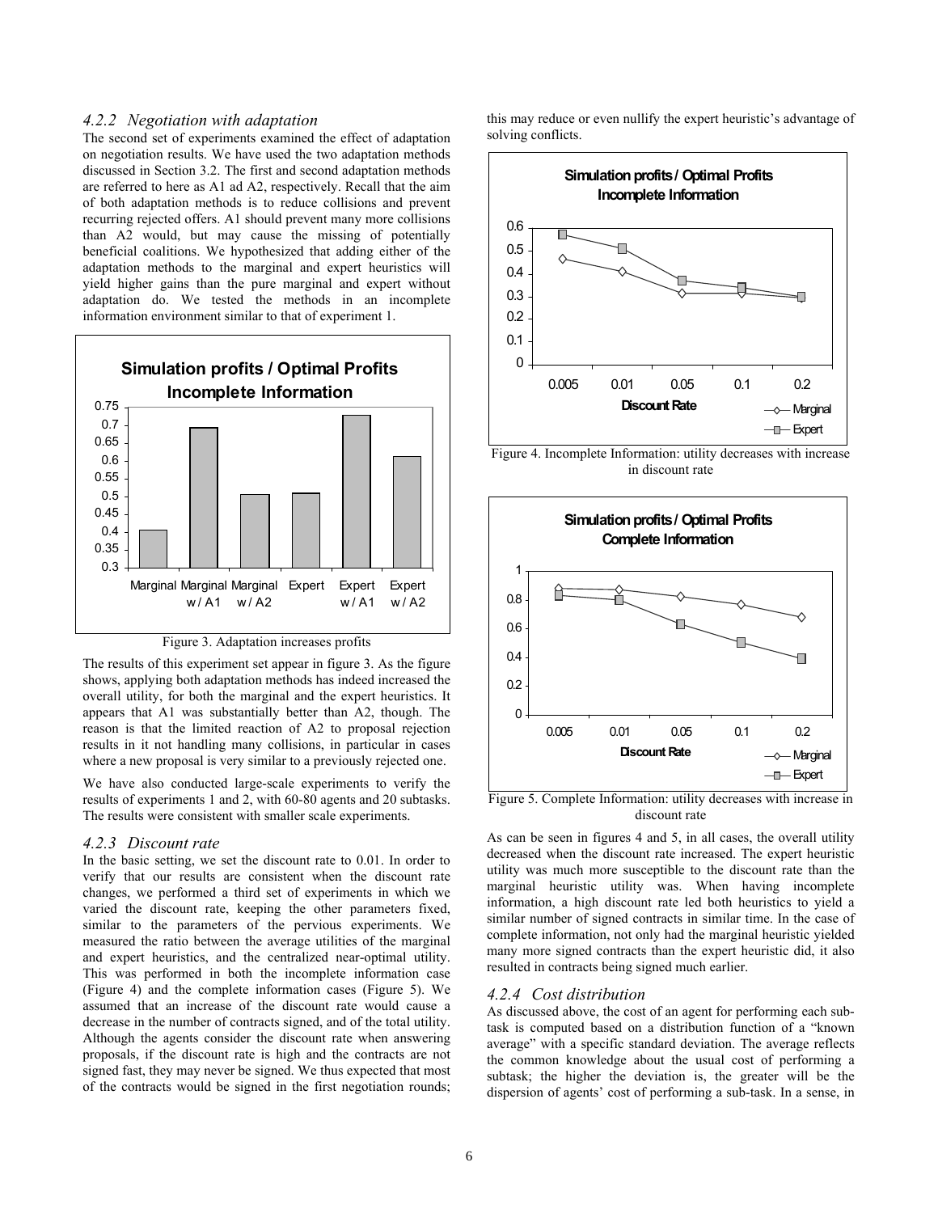### 4.2.2 Negotiation with adaptation

The second set of experiments examined the effect of adaptation on negotiation results. We have used the two adaptation methods discussed in Section 3.2. The first and second adaptation methods are referred to here as A1 ad A2, respectively. Recall that the aim of both adaptation methods is to reduce collisions and prevent recurring rejected offers. A1 should prevent many more collisions than A2 would, but may cause the missing of potentially beneficial coalitions. We hypothesized that adding either of the adaptation methods to the marginal and expert heuristics will yield higher gains than the pure marginal and expert without adaptation do. We tested the methods in an incomplete information environment similar to that of experiment 1.

Figure 3. Adaptation increases profits

The results of this experiment set appear in figure 3. As the figure shows, applying both adaptation methods has indeed increased the overall utility, for both the marginal and the expert heuristics. It appears that A1 was substantially better than A2, though. The reason is that the limited reaction of A2 to proposal rejection results in it not handling many collisions, in particular in cases where a new proposal is very similar to a previously rejected one.

We have also conducted large-scale experiments to verify the results of experiments 1 and 2, with 60-80 agents and 20 subtasks. The results were consistent with smaller scale experiments.

### 4.2.3 Discount rate

In the basic setting, we set the discount rate to 0.01. In order to verify that our results are consistent when the discount rate changes, we performed a third set of experiments in which we varied the discount rate, keeping the other parameters fixed, similar to the parameters of the pervious experiments. We measured the ratio between the average utilities of the marginal and expert heuristics, and the centralized near-optimal utility. This was performed in both the incomplete information case (Figure 4) and the complete information cases (Figure 5). We assumed that an increase of the discount rate would cause a decrease in the number of contracts signed, and of the total utility. Although the agents consider the discount rate when answering proposals, if the discount rate is high and the contracts are not signed fast, they may never be signed. We thus expected that most of the contracts would be signed in the first negotiation rounds; this may reduce or even nullify the expert heuristic's advantage of solving conflicts.

Figure 4. Incomplete Information: utility decreases with increase in discount rate

Figure 5. Complete Information: utility decreases with increase in discount rate

As can be seen in figures 4 and 5, in all cases, the overall utility decreased when the discount rate increased. The expert heuristic utility was much more susceptible to the discount rate than the marginal heuristic utility was. When having incomplete information, a high discount rate led both heuristics to yield a similar number of signed contracts in similar time. In the case of complete information, not only had the marginal heuristic yielded many more signed contracts than the expert heuristic did, it also resulted in contracts being signed much earlier.

### 4.2.4 Cost distribution

As discussed above, the cost of an agent for performing each sub-task is computed based on a distribution function of a "known average" with a specific standard deviation. The average reflects the common knowledge about the usual cost of performing a subtask; the higher the deviation is, the greater will be the dispersion of agents' cost of performing a sub-task. In a sense, in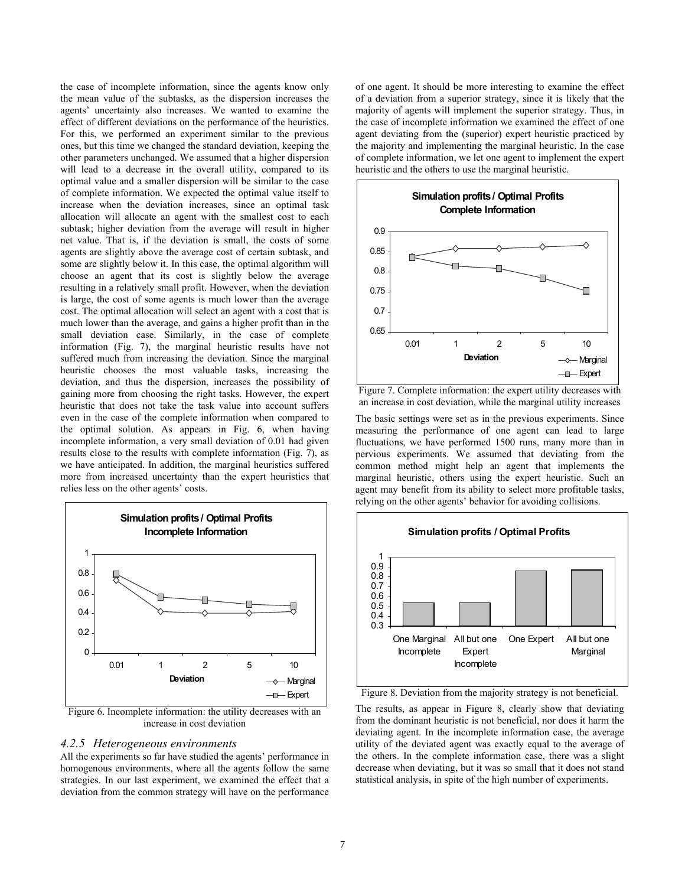the case of incomplete information, since the agents know only the mean value of the subtasks, as the dispersion increases the agents' uncertainty also increases. We wanted to examine the effect of different deviations on the performance of the heuristics. For this, we performed an experiment similar to the previous ones, but this time we changed the standard deviation, keeping the other parameters unchanged. We assumed that a higher dispersion will lead to a decrease in the overall utility, compared to its optimal value and a smaller dispersion will be similar to the case of complete information. We expected the optimal value itself to increase when the deviation increases, since an optimal task allocation will allocate an agent with the smallest cost to each subtask; higher deviation from the average will result in higher net value. That is, if the deviation is small, the costs of some agents are slightly above the average cost of certain subtask, and some are slightly below it. In this case, the optimal algorithm will choose an agent that its cost is slightly below the average resulting in a relatively small profit. However, when the deviation is large, the cost of some agents is much lower than the average cost. The optimal allocation will select an agent with a cost that is much lower than the average, and gains a higher profit than in the small deviation case. Similarly, in the case of complete information (Fig. 7), the marginal heuristic results have not suffered much from increasing the deviation. Since the marginal heuristic chooses the most valuable tasks, increasing the deviation, and thus the dispersion, increases the possibility of gaining more from choosing the right tasks. However, the expert heuristic that does not take the task value into account suffers even in the case of the complete information when compared to the optimal solution. As appears in Fig. 6, when having incomplete information, a very small deviation of 0.01 had given results close to the results with complete information (Fig. 7), as we have anticipated. In addition, the marginal heuristics suffered more from increased uncertainty than the expert heuristics that relies less on the other agents' costs.

Simulation profits / Optimal Profits
Incomplete Information

1
0.8
0.6
0.4
0.2
0

0.01 1 2 5 10
Deviation

Marginal
Expert

Figure 6. Incomplete information: the utility decreases with an increase in cost deviation

### 4.2.5 Heterogeneous environments

All the experiments so far have studied the agents' performance in homogenous environments, where all the agents follow the same strategies. In our last experiment, we examined the effect that a deviation from the common strategy will have on the performance of one agent. It should be more interesting to examine the effect of a deviation from a superior strategy, since it is likely that the majority of agents will implement the superior strategy. Thus, in the case of incomplete information we examined the effect of one agent deviating from the (superior) expert heuristic practiced by the majority and implementing the marginal heuristic. In the case of complete information, we let one agent to implement the expert heuristic and the others to use the marginal heuristic.

Simulation profits / Optimal Profits
Complete Information

0.9
0.85
0.8
0.75
0.7
0.65

0.01 1 2 5 10
Deviation

Marginal
Expert

Figure 7. Complete information: the expert utility decreases with an increase in cost deviation, while the marginal utility increases

The basic settings were set as in the previous experiments. Since measuring the performance of one agent can lead to large fluctuations, we have performed 1500 runs, many more than in pervious experiments. We assumed that deviating from the common method might help an agent that implements the marginal heuristic, others using the expert heuristic. Such an agent may benefit from its ability to select more profitable tasks, relying on the other agents' behavior for avoiding collisions.

Simulation profits / Optimal Profits

1
0.9
0.8
0.7
0.6
0.5
0.4
0.3

One Marginal Incomplete
All but one Expert Incomplete
One Expert
All but one Marginal

Figure 8. Deviation from the majority strategy is not beneficial.

The results, as appear in Figure 8, clearly show that deviating from the dominant heuristic is not beneficial, nor does it harm the deviating agent. In the incomplete information case, the average utility of the deviated agent was exactly equal to the average of the others. In the complete information case, there was a slight decrease when deviating, but it was so small that it does not stand statistical analysis, in spite of the high number of experiments.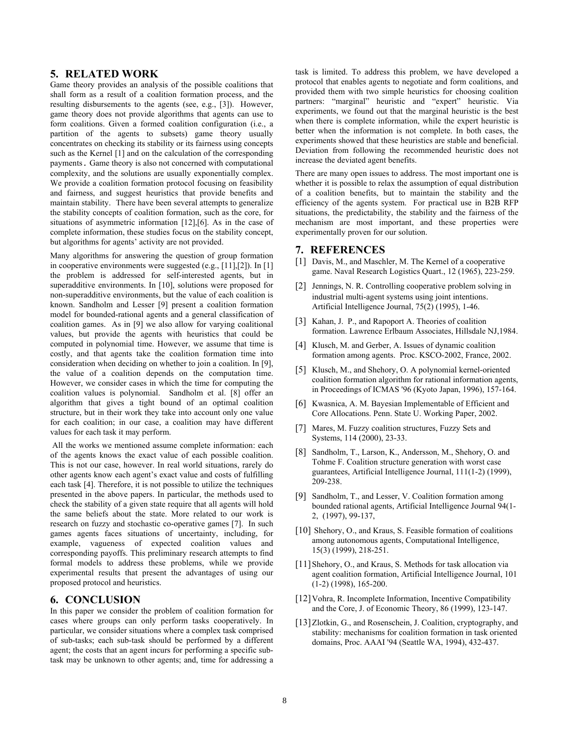## 5. RELATED WORK

Game theory provides an analysis of the possible coalitions that shall form as a result of a coalition formation process, and the resulting disbursements to the agents (see, e.g., [3]). However, game theory does not provide algorithms that agents can use to form coalitions. Given a formed coalition configuration (i.e., a partition of the agents to subsets) game theory usually concentrates on checking its stability or its fairness using concepts such as the Kernel [1] and on the calculation of the corresponding payments. Game theory is also not concerned with computational complexity, and the solutions are usually exponentially complex. We provide a coalition formation protocol focusing on feasibility and fairness, and suggest heuristics that provide benefits and maintain stability. There have been several attempts to generalize the stability concepts of coalition formation, such as the core, for situations of asymmetric information [12],[6]. As in the case of complete information, these studies focus on the stability concept, but algorithms for agents' activity are not provided.

Many algorithms for answering the question of group formation in cooperative environments were suggested (e.g., [11],[2]). In [1] the problem is addressed for self-interested agents, but in superadditive environments. In [10], solutions were proposed for non-superadditive environments, but the value of each coalition is known. Sandholm and Lesser [9] present a coalition formation model for bounded-rational agents and a general classification of coalition games. As in [9] we also allow for varying coalitional values, but provide the agents with heuristics that could be computed in polynomial time. However, we assume that time is costly, and that agents take the coalition formation time into consideration when deciding on whether to join a coalition. In [9], the value of a coalition depends on the computation time. However, we consider cases in which the time for computing the coalition values is polynomial. Sandholm et al. [8] offer an algorithm that gives a tight bound of an optimal coalition structure, but in their work they take into account only one value for each coalition; in our case, a coalition may have different values for each task it may perform.

All the works we mentioned assume complete information: each of the agents knows the exact value of each possible coalition. This is not our case, however. In real world situations, rarely do other agents know each agent's exact value and costs of fulfilling each task [4]. Therefore, it is not possible to utilize the techniques presented in the above papers. In particular, the methods used to check the stability of a given state require that all agents will hold the same beliefs about the state. More related to our work is research on fuzzy and stochastic co-operative games [7]. In such games agents faces situations of uncertainty, including, for example, vagueness of expected coalition values and corresponding payoffs. This preliminary research attempts to find formal models to address these problems, while we provide experimental results that present the advantages of using our proposed protocol and heuristics.

## 6. CONCLUSION

In this paper we consider the problem of coalition formation for cases where groups can only perform tasks cooperatively. In particular, we consider situations where a complex task comprised of sub-tasks; each sub-task should be performed by a different agent; the costs that an agent incurs for performing a specific sub-task may be unknown to other agents; and, time for addressing a task is limited. To address this problem, we have developed a protocol that enables agents to negotiate and form coalitions, and provided them with two simple heuristics for choosing coalition partners: "marginal" heuristic and "expert" heuristic. Via experiments, we found out that the marginal heuristic is the best when there is complete information, while the expert heuristic is better when the information is not complete. In both cases, the experiments showed that these heuristics are stable and beneficial. Deviation from following the recommended heuristic does not increase the deviated agent benefits.

There are many open issues to address. The most important one is whether it is possible to relax the assumption of equal distribution of a coalition benefits, but to maintain the stability and the efficiency of the agents system. For practical use in B2B RFP situations, the predictability, the stability and the fairness of the mechanism are most important, and these properties were experimentally proven for our solution.

## 7. REFERENCES

[1] Davis, M., and Maschler, M. The Kernel of a cooperative game. Naval Research Logistics Quart., 12 (1965), 223-259.

[2] Jennings, N. R. Controlling cooperative problem solving in industrial multi-agent systems using joint intentions. Artificial Intelligence Journal, 75(2) (1995), 1-46.

[3] Kahan, J. P., and Rapoport A. Theories of coalition formation. Lawrence Erlbaum Associates, Hillsdale NJ,1984.

[4] Klusch, M. and Gerber, A. Issues of dynamic coalition formation among agents. Proc. KSCO-2002, France, 2002.

[5] Klusch, M., and Shehory, O. A polynomial kernel-oriented coalition formation algorithm for rational information agents, in Proceedings of ICMAS '96 (Kyoto Japan, 1996), 157-164.

[6] Kwasnica, A. M. Bayesian Implementable of Efficient and Core Allocations. Penn. State U. Working Paper, 2002.

[7] Mares, M. Fuzzy coalition structures, Fuzzy Sets and Systems, 114 (2000), 23-33.

[8] Sandholm, T., Larson, K., Andersson, M., Shehory, O. and Tohme F. Coalition structure generation with worst case guarantees, Artificial Intelligence Journal, 111(1-2) (1999), 209-238.

[9] Sandholm, T., and Lesser, V. Coalition formation among bounded rational agents, Artificial Intelligence Journal 94(1-2, (1997), 99-137,

[10] Shehory, O., and Kraus, S. Feasible formation of coalitions among autonomous agents, Computational Intelligence, 15(3) (1999), 218-251.

[11] Shehory, O., and Kraus, S. Methods for task allocation via agent coalition formation, Artificial Intelligence Journal, 101 (1-2) (1998), 165-200.

[12] Vohra, R. Incomplete Information, Incentive Compatibility and the Core, J. of Economic Theory, 86 (1999), 123-147.

[13] Zlotkin, G., and Rosenschein, J. Coalition, cryptography, and stability: mechanisms for coalition formation in task oriented domains, Proc. AAAI '94 (Seattle WA, 1994), 432-437.